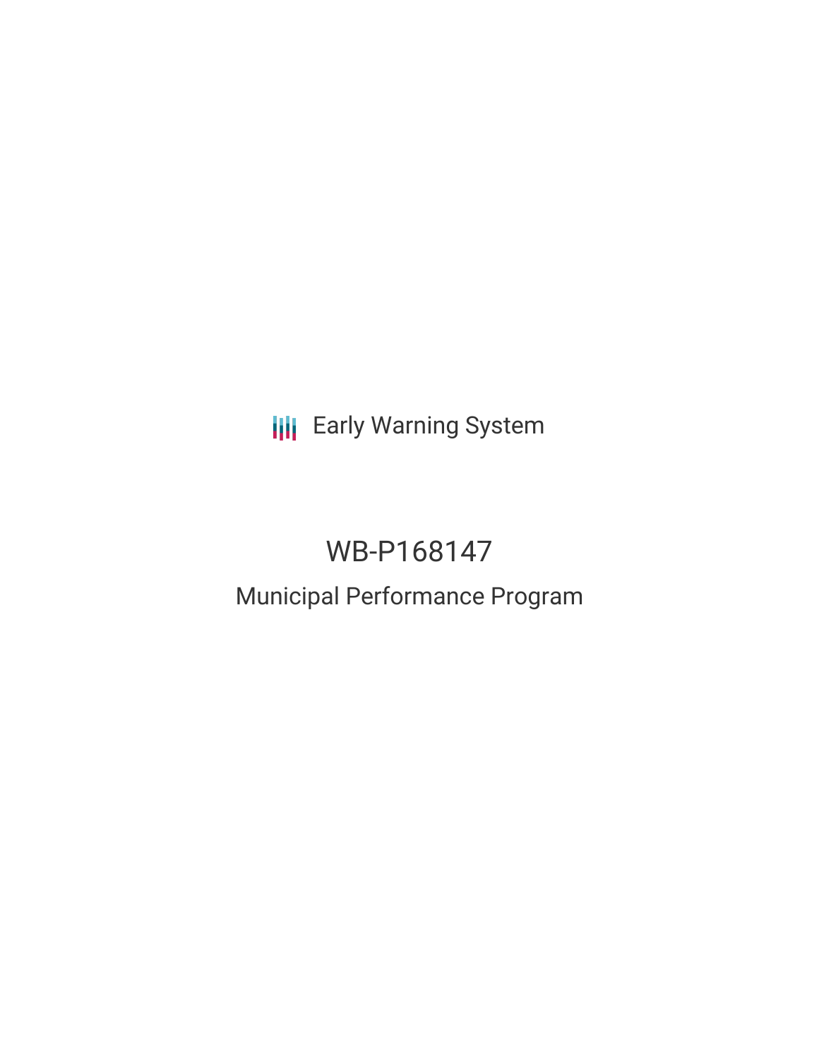Early Warning System

# WB-P168147

## Municipal Performance Program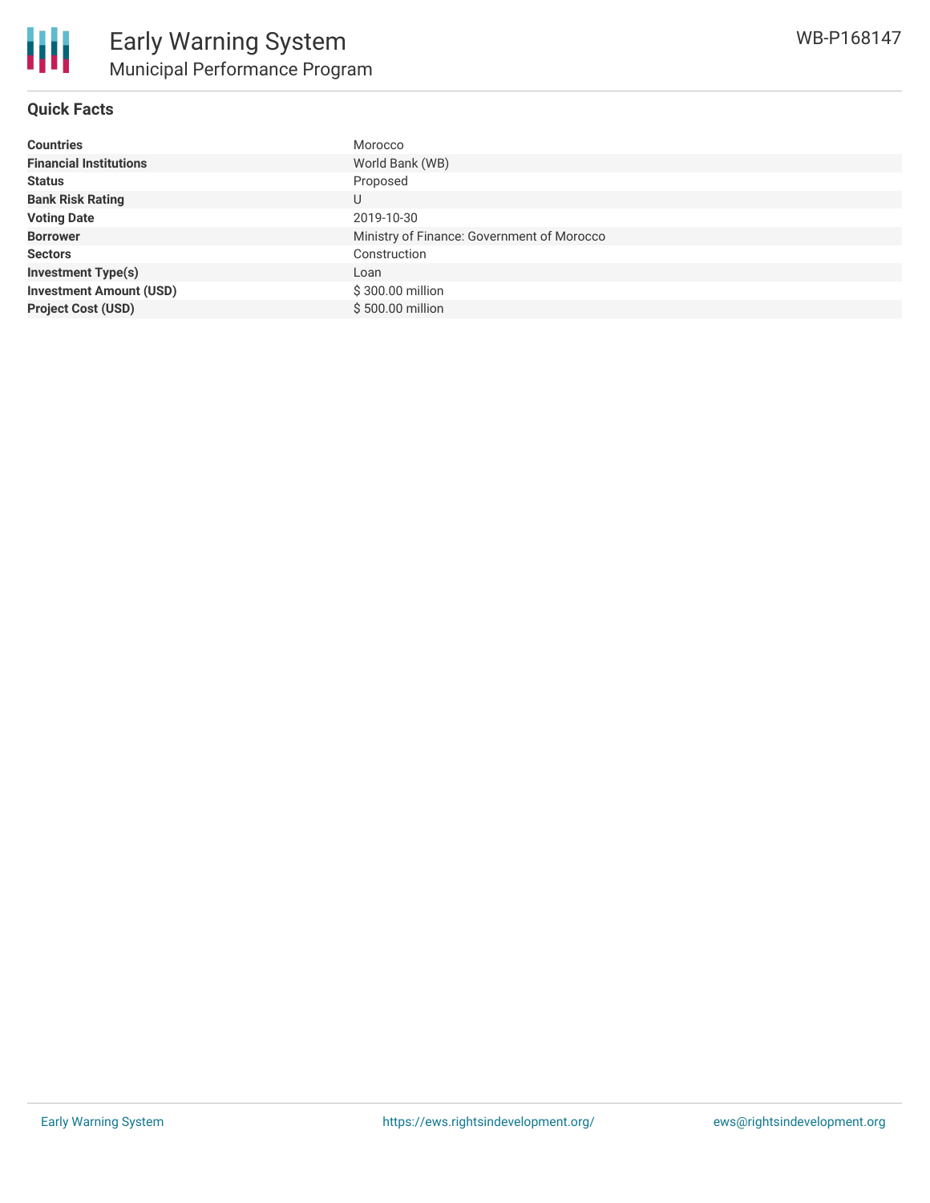# Early Warning System
## Municipal Performance Program

WB-P168147

### Quick Facts

| | |
|---|---|
| **Countries** | Morocco |
| **Financial Institutions** | World Bank (WB) |
| **Status** | Proposed |
| **Bank Risk Rating** | U |
| **Voting Date** | 2019-10-30 |
| **Borrower** | Ministry of Finance: Government of Morocco |
| **Sectors** | Construction |
| **Investment Type(s)** | Loan |
| **Investment Amount (USD)** | $ 300.00 million |
| **Project Cost (USD)** | $ 500.00 million |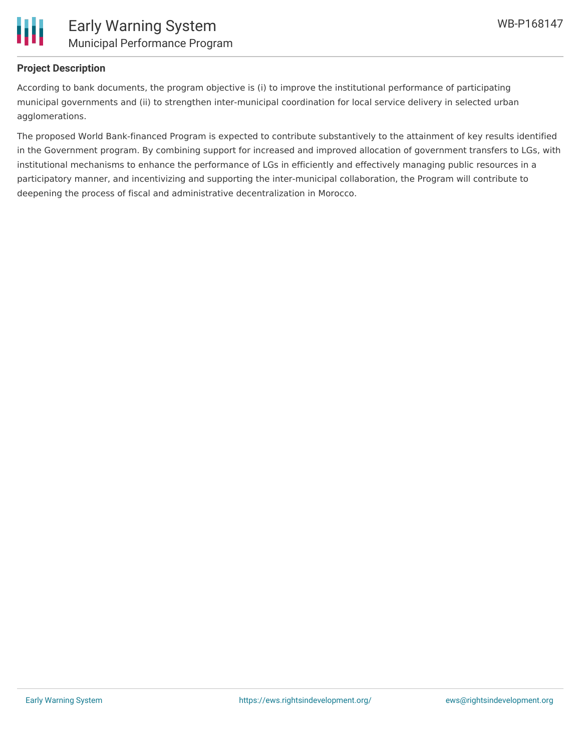## Project Description

According to bank documents, the program objective is (i) to improve the institutional performance of participating municipal governments and (ii) to strengthen inter-municipal coordination for local service delivery in selected urban agglomerations.

The proposed World Bank-financed Program is expected to contribute substantively to the attainment of key results identified in the Government program. By combining support for increased and improved allocation of government transfers to LGs, with institutional mechanisms to enhance the performance of LGs in efficiently and effectively managing public resources in a participatory manner, and incentivizing and supporting the inter-municipal collaboration, the Program will contribute to deepening the process of fiscal and administrative decentralization in Morocco.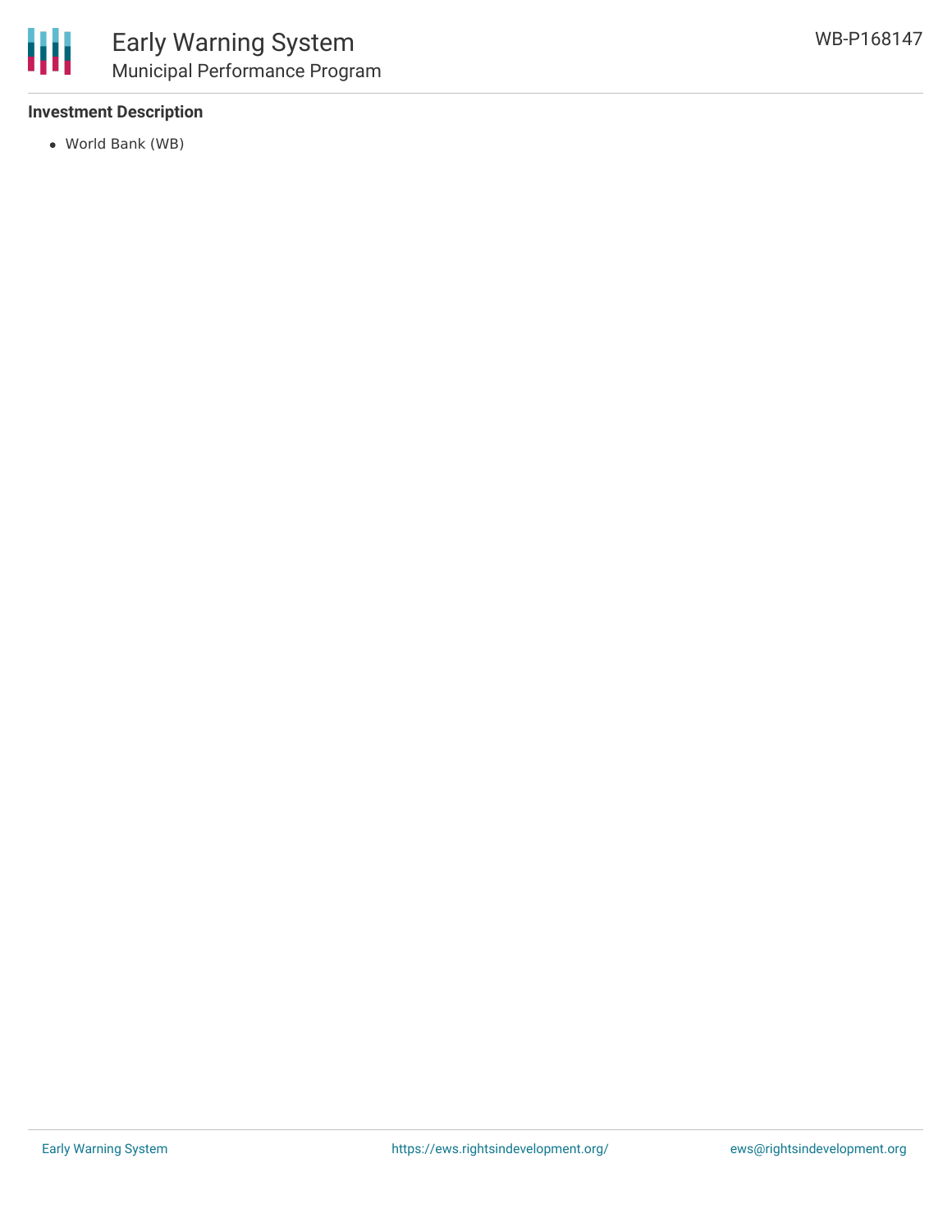**Investment Description**

- World Bank (WB)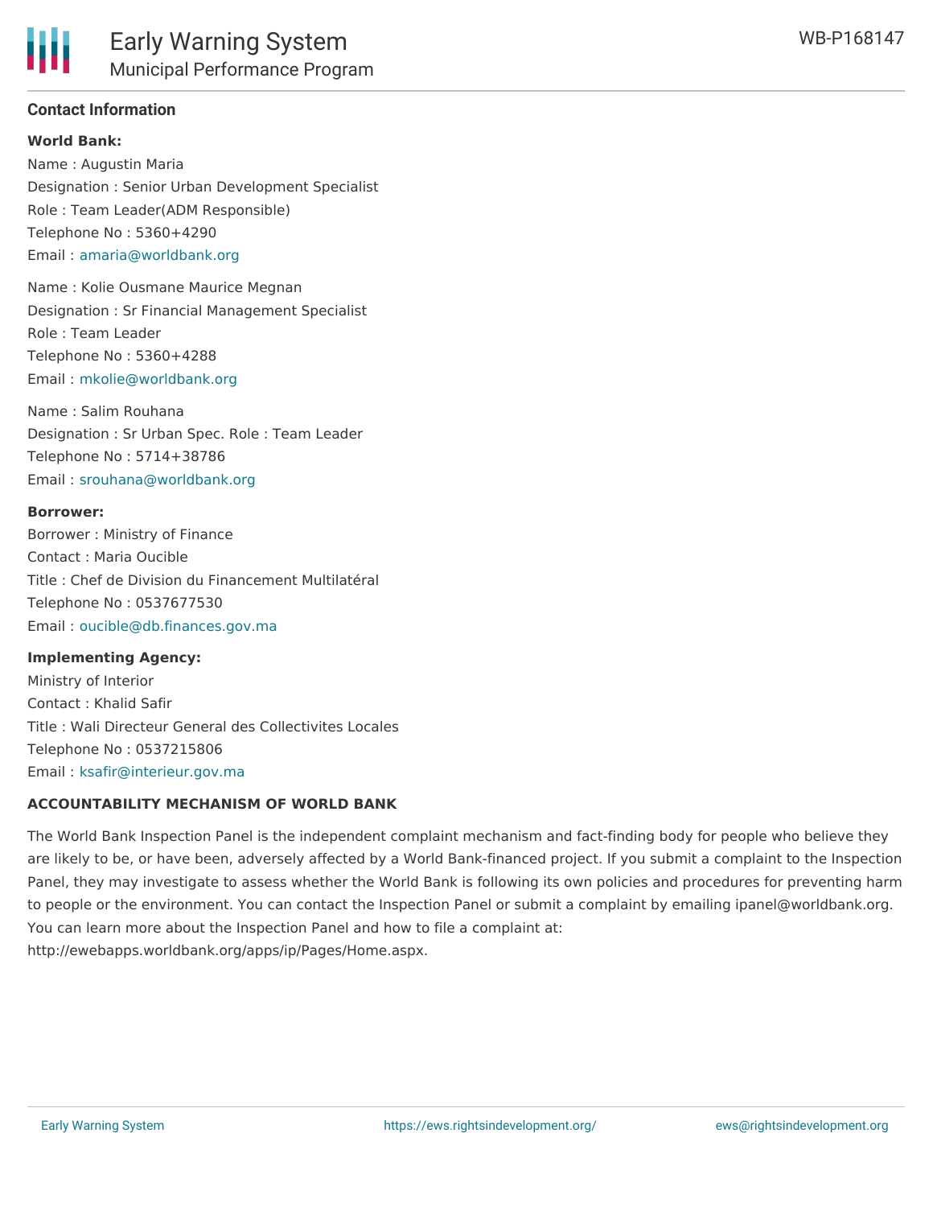## Contact Information

**World Bank:**

Name : Augustin Maria
Designation : Senior Urban Development Specialist
Role : Team Leader(ADM Responsible)
Telephone No : 5360+4290
Email : amaria@worldbank.org

Name : Kolie Ousmane Maurice Megnan
Designation : Sr Financial Management Specialist
Role : Team Leader
Telephone No : 5360+4288
Email : mkolie@worldbank.org

Name : Salim Rouhana
Designation : Sr Urban Spec. Role : Team Leader
Telephone No : 5714+38786
Email : srouhana@worldbank.org

**Borrower:**

Borrower : Ministry of Finance
Contact : Maria Oucible
Title : Chef de Division du Financement Multilatéral
Telephone No : 0537677530
Email : oucible@db.finances.gov.ma

**Implementing Agency:**

Ministry of Interior
Contact : Khalid Safir
Title : Wali Directeur General des Collectivites Locales
Telephone No : 0537215806
Email : ksafir@interieur.gov.ma

**ACCOUNTABILITY MECHANISM OF WORLD BANK**

The World Bank Inspection Panel is the independent complaint mechanism and fact-finding body for people who believe they are likely to be, or have been, adversely affected by a World Bank-financed project. If you submit a complaint to the Inspection Panel, they may investigate to assess whether the World Bank is following its own policies and procedures for preventing harm to people or the environment. You can contact the Inspection Panel or submit a complaint by emailing ipanel@worldbank.org. You can learn more about the Inspection Panel and how to file a complaint at: http://ewebapps.worldbank.org/apps/ip/Pages/Home.aspx.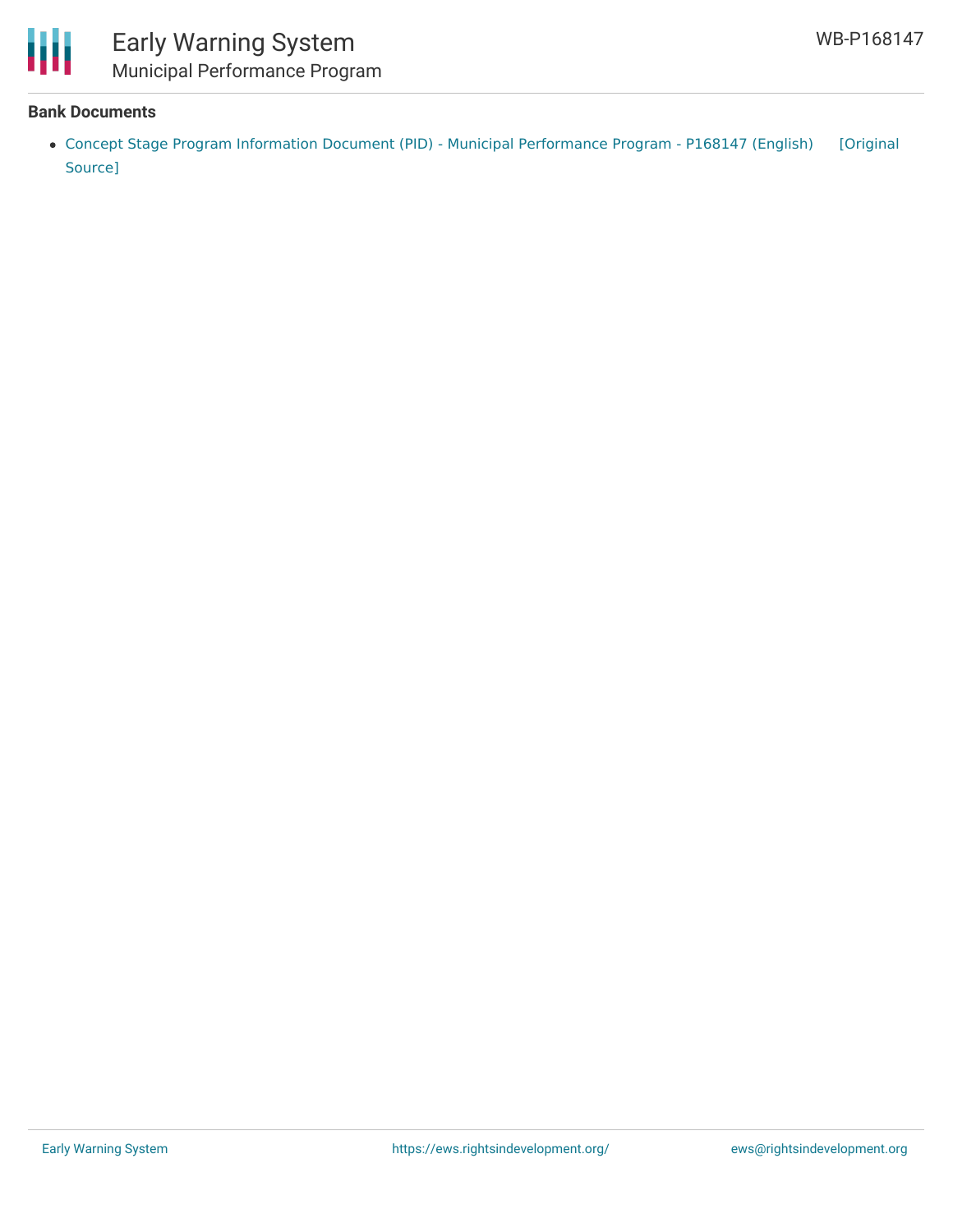**Bank Documents**

- Concept Stage Program Information Document (PID) - Municipal Performance Program - P168147 (English) [Original Source]